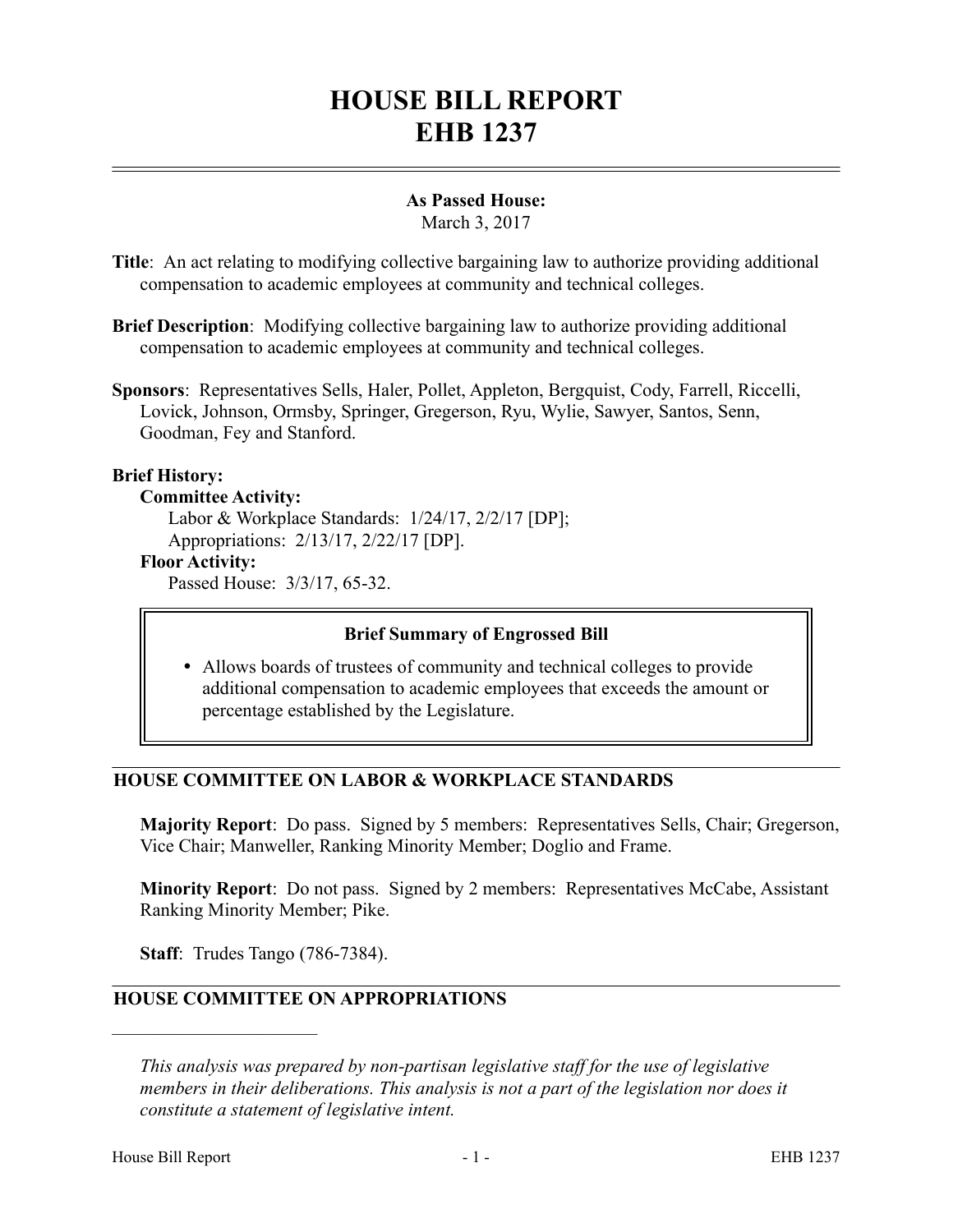# HOUSE BILL REPORT
# EHB 1237

**As Passed House:**
March 3, 2017

**Title**: An act relating to modifying collective bargaining law to authorize providing additional compensation to academic employees at community and technical colleges.

**Brief Description**: Modifying collective bargaining law to authorize providing additional compensation to academic employees at community and technical colleges.

**Sponsors**: Representatives Sells, Haler, Pollet, Appleton, Bergquist, Cody, Farrell, Riccelli, Lovick, Johnson, Ormsby, Springer, Gregerson, Ryu, Wylie, Sawyer, Santos, Senn, Goodman, Fey and Stanford.

**Brief History:**

**Committee Activity:**

Labor & Workplace Standards: 1/24/17, 2/2/17 [DP];
Appropriations: 2/13/17, 2/22/17 [DP].

**Floor Activity:**

Passed House: 3/3/17, 65-32.

> **Brief Summary of Engrossed Bill**
>
> - Allows boards of trustees of community and technical colleges to provide additional compensation to academic employees that exceeds the amount or percentage established by the Legislature.

## HOUSE COMMITTEE ON LABOR & WORKPLACE STANDARDS

**Majority Report**: Do pass. Signed by 5 members: Representatives Sells, Chair; Gregerson, Vice Chair; Manweller, Ranking Minority Member; Doglio and Frame.

**Minority Report**: Do not pass. Signed by 2 members: Representatives McCabe, Assistant Ranking Minority Member; Pike.

**Staff**: Trudes Tango (786-7384).

## HOUSE COMMITTEE ON APPROPRIATIONS

---

*This analysis was prepared by non-partisan legislative staff for the use of legislative members in their deliberations. This analysis is not a part of the legislation nor does it constitute a statement of legislative intent.*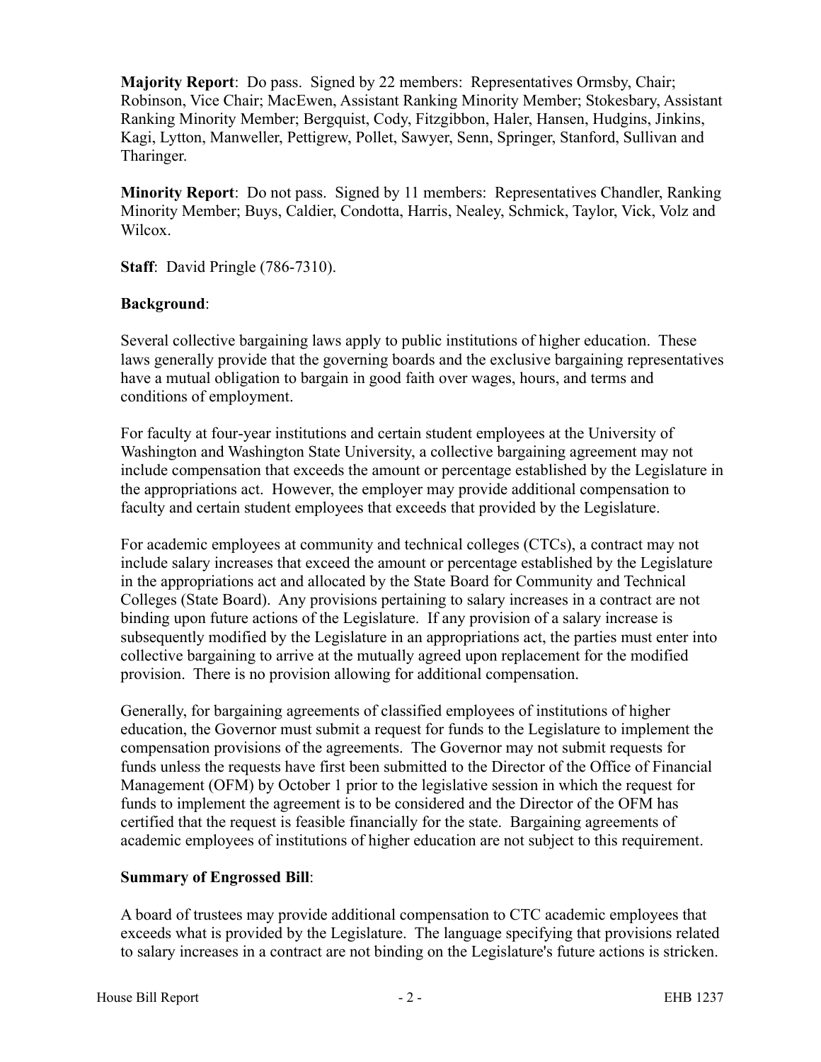**Majority Report**: Do pass. Signed by 22 members: Representatives Ormsby, Chair; Robinson, Vice Chair; MacEwen, Assistant Ranking Minority Member; Stokesbary, Assistant Ranking Minority Member; Bergquist, Cody, Fitzgibbon, Haler, Hansen, Hudgins, Jinkins, Kagi, Lytton, Manweller, Pettigrew, Pollet, Sawyer, Senn, Springer, Stanford, Sullivan and Tharinger.

**Minority Report**: Do not pass. Signed by 11 members: Representatives Chandler, Ranking Minority Member; Buys, Caldier, Condotta, Harris, Nealey, Schmick, Taylor, Vick, Volz and Wilcox.

**Staff**: David Pringle (786-7310).

**Background**:

Several collective bargaining laws apply to public institutions of higher education. These laws generally provide that the governing boards and the exclusive bargaining representatives have a mutual obligation to bargain in good faith over wages, hours, and terms and conditions of employment.

For faculty at four-year institutions and certain student employees at the University of Washington and Washington State University, a collective bargaining agreement may not include compensation that exceeds the amount or percentage established by the Legislature in the appropriations act. However, the employer may provide additional compensation to faculty and certain student employees that exceeds that provided by the Legislature.

For academic employees at community and technical colleges (CTCs), a contract may not include salary increases that exceed the amount or percentage established by the Legislature in the appropriations act and allocated by the State Board for Community and Technical Colleges (State Board). Any provisions pertaining to salary increases in a contract are not binding upon future actions of the Legislature. If any provision of a salary increase is subsequently modified by the Legislature in an appropriations act, the parties must enter into collective bargaining to arrive at the mutually agreed upon replacement for the modified provision. There is no provision allowing for additional compensation.

Generally, for bargaining agreements of classified employees of institutions of higher education, the Governor must submit a request for funds to the Legislature to implement the compensation provisions of the agreements. The Governor may not submit requests for funds unless the requests have first been submitted to the Director of the Office of Financial Management (OFM) by October 1 prior to the legislative session in which the request for funds to implement the agreement is to be considered and the Director of the OFM has certified that the request is feasible financially for the state. Bargaining agreements of academic employees of institutions of higher education are not subject to this requirement.

**Summary of Engrossed Bill**:

A board of trustees may provide additional compensation to CTC academic employees that exceeds what is provided by the Legislature. The language specifying that provisions related to salary increases in a contract are not binding on the Legislature's future actions is stricken.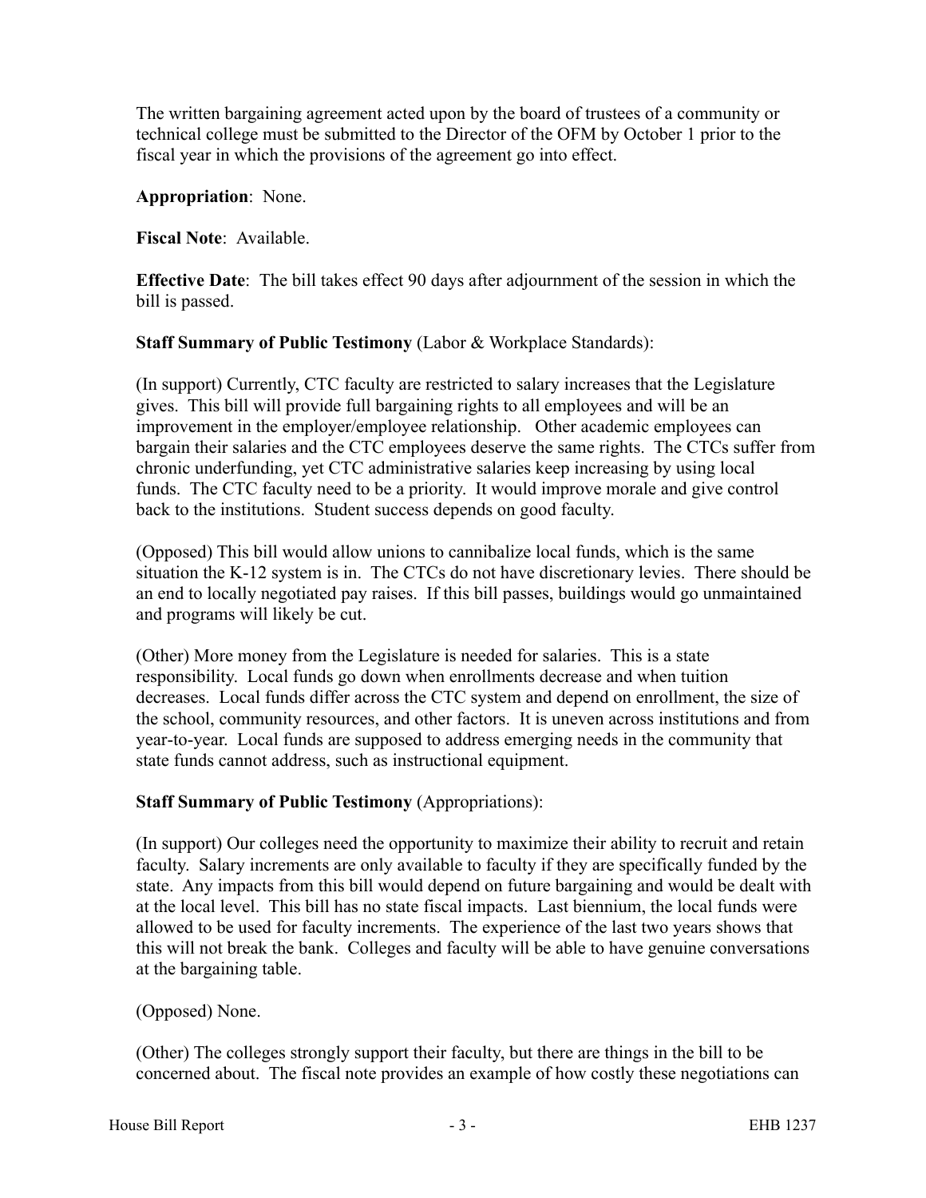The written bargaining agreement acted upon by the board of trustees of a community or technical college must be submitted to the Director of the OFM by October 1 prior to the fiscal year in which the provisions of the agreement go into effect.

**Appropriation**: None.

**Fiscal Note**: Available.

**Effective Date**: The bill takes effect 90 days after adjournment of the session in which the bill is passed.

**Staff Summary of Public Testimony** (Labor & Workplace Standards):

(In support) Currently, CTC faculty are restricted to salary increases that the Legislature gives. This bill will provide full bargaining rights to all employees and will be an improvement in the employer/employee relationship. Other academic employees can bargain their salaries and the CTC employees deserve the same rights. The CTCs suffer from chronic underfunding, yet CTC administrative salaries keep increasing by using local funds. The CTC faculty need to be a priority. It would improve morale and give control back to the institutions. Student success depends on good faculty.

(Opposed) This bill would allow unions to cannibalize local funds, which is the same situation the K-12 system is in. The CTCs do not have discretionary levies. There should be an end to locally negotiated pay raises. If this bill passes, buildings would go unmaintained and programs will likely be cut.

(Other) More money from the Legislature is needed for salaries. This is a state responsibility. Local funds go down when enrollments decrease and when tuition decreases. Local funds differ across the CTC system and depend on enrollment, the size of the school, community resources, and other factors. It is uneven across institutions and from year-to-year. Local funds are supposed to address emerging needs in the community that state funds cannot address, such as instructional equipment.

**Staff Summary of Public Testimony** (Appropriations):

(In support) Our colleges need the opportunity to maximize their ability to recruit and retain faculty. Salary increments are only available to faculty if they are specifically funded by the state. Any impacts from this bill would depend on future bargaining and would be dealt with at the local level. This bill has no state fiscal impacts. Last biennium, the local funds were allowed to be used for faculty increments. The experience of the last two years shows that this will not break the bank. Colleges and faculty will be able to have genuine conversations at the bargaining table.

(Opposed) None.

(Other) The colleges strongly support their faculty, but there are things in the bill to be concerned about. The fiscal note provides an example of how costly these negotiations can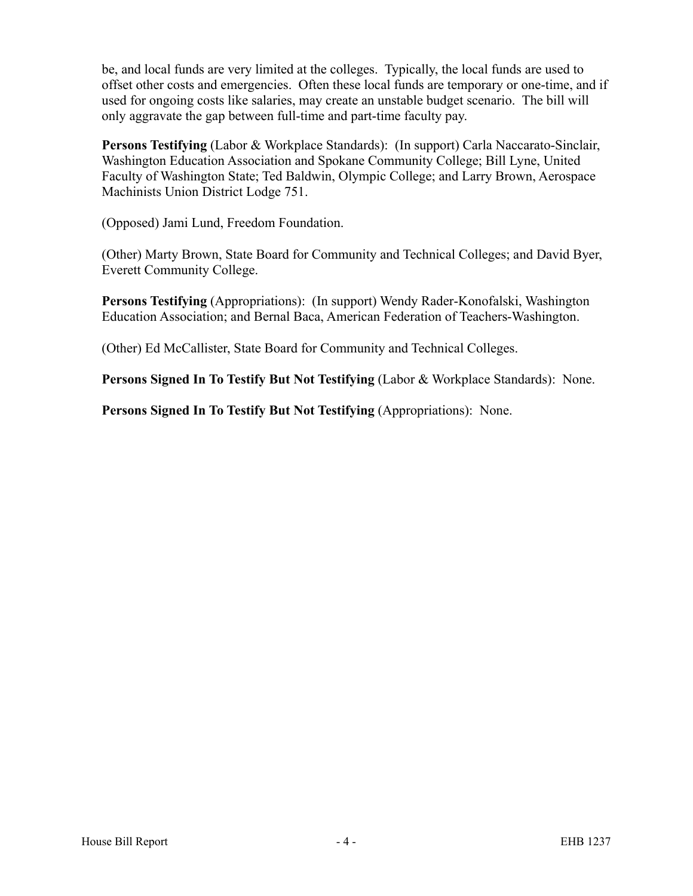be, and local funds are very limited at the colleges. Typically, the local funds are used to offset other costs and emergencies. Often these local funds are temporary or one-time, and if used for ongoing costs like salaries, may create an unstable budget scenario. The bill will only aggravate the gap between full-time and part-time faculty pay.

**Persons Testifying** (Labor & Workplace Standards): (In support) Carla Naccarato-Sinclair, Washington Education Association and Spokane Community College; Bill Lyne, United Faculty of Washington State; Ted Baldwin, Olympic College; and Larry Brown, Aerospace Machinists Union District Lodge 751.

(Opposed) Jami Lund, Freedom Foundation.

(Other) Marty Brown, State Board for Community and Technical Colleges; and David Byer, Everett Community College.

**Persons Testifying** (Appropriations): (In support) Wendy Rader-Konofalski, Washington Education Association; and Bernal Baca, American Federation of Teachers-Washington.

(Other) Ed McCallister, State Board for Community and Technical Colleges.

**Persons Signed In To Testify But Not Testifying** (Labor & Workplace Standards): None.

**Persons Signed In To Testify But Not Testifying** (Appropriations): None.